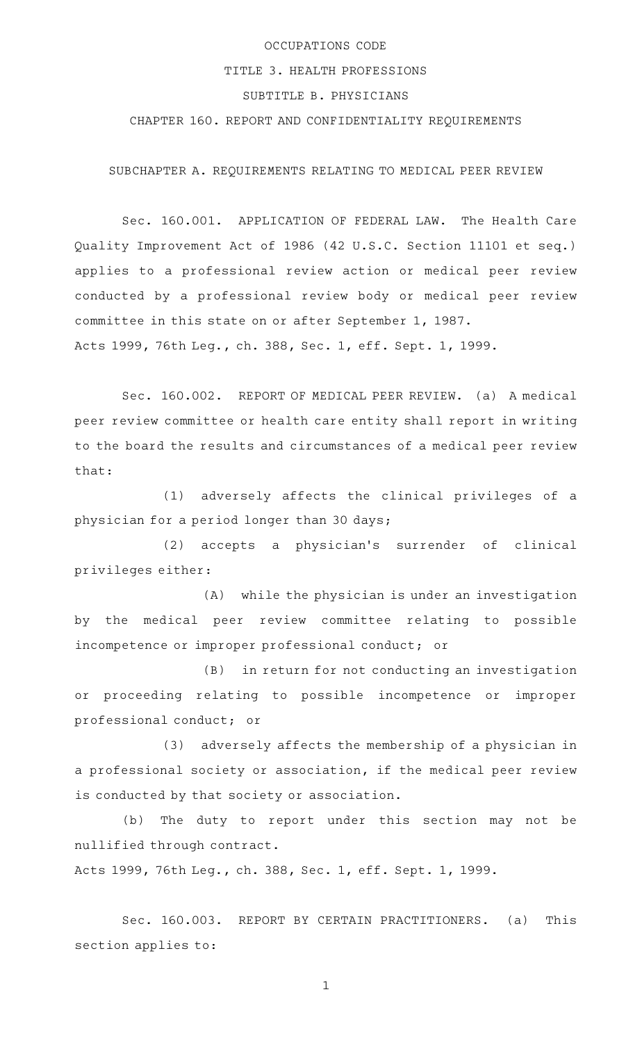# OCCUPATIONS CODE

## TITLE 3. HEALTH PROFESSIONS

## SUBTITLE B. PHYSICIANS

## CHAPTER 160. REPORT AND CONFIDENTIALITY REQUIREMENTS

### SUBCHAPTER A. REQUIREMENTS RELATING TO MEDICAL PEER REVIEW

Sec. 160.001. APPLICATION OF FEDERAL LAW. The Health Care Quality Improvement Act of 1986 (42 U.S.C. Section 11101 et seq.) applies to a professional review action or medical peer review conducted by a professional review body or medical peer review committee in this state on or after September 1, 1987.

Acts 1999, 76th Leg., ch. 388, Sec. 1, eff. Sept. 1, 1999.

Sec. 160.002. REPORT OF MEDICAL PEER REVIEW. (a) A medical peer review committee or health care entity shall report in writing to the board the results and circumstances of a medical peer review that:

(1) adversely affects the clinical privileges of a physician for a period longer than 30 days;

(2) accepts a physician's surrender of clinical privileges either:

(A) while the physician is under an investigation by the medical peer review committee relating to possible incompetence or improper professional conduct; or

(B) in return for not conducting an investigation or proceeding relating to possible incompetence or improper professional conduct; or

(3) adversely affects the membership of a physician in a professional society or association, if the medical peer review is conducted by that society or association.

(b) The duty to report under this section may not be nullified through contract.

Acts 1999, 76th Leg., ch. 388, Sec. 1, eff. Sept. 1, 1999.

Sec. 160.003. REPORT BY CERTAIN PRACTITIONERS. (a) This section applies to: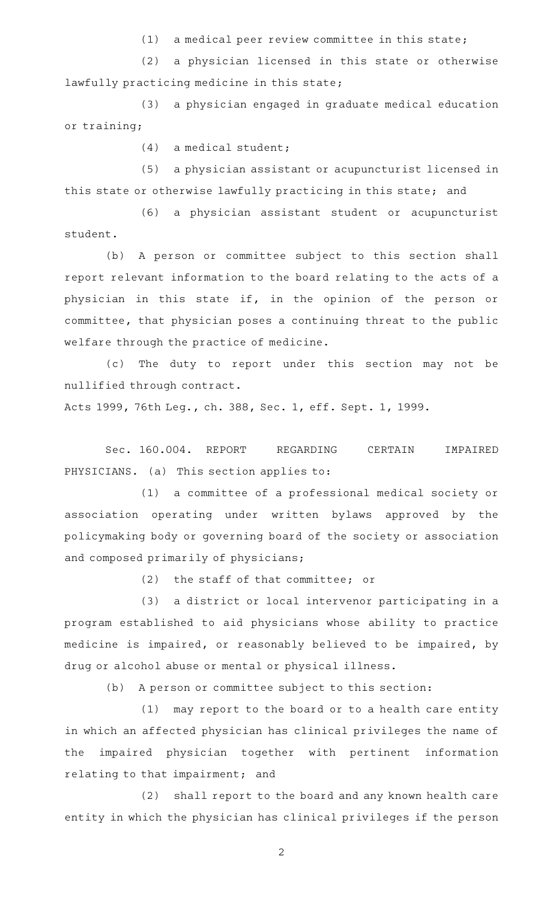(1) a medical peer review committee in this state;

(2) a physician licensed in this state or otherwise lawfully practicing medicine in this state;

(3) a physician engaged in graduate medical education or training;

(4) a medical student;

(5) a physician assistant or acupuncturist licensed in this state or otherwise lawfully practicing in this state; and

(6) a physician assistant student or acupuncturist student.

(b) A person or committee subject to this section shall report relevant information to the board relating to the acts of a physician in this state if, in the opinion of the person or committee, that physician poses a continuing threat to the public welfare through the practice of medicine.

(c) The duty to report under this section may not be nullified through contract.

Acts 1999, 76th Leg., ch. 388, Sec. 1, eff. Sept. 1, 1999.

Sec. 160.004. REPORT REGARDING CERTAIN IMPAIRED PHYSICIANS. (a) This section applies to:

(1) a committee of a professional medical society or association operating under written bylaws approved by the policymaking body or governing board of the society or association and composed primarily of physicians;

(2) the staff of that committee; or

(3) a district or local intervenor participating in a program established to aid physicians whose ability to practice medicine is impaired, or reasonably believed to be impaired, by drug or alcohol abuse or mental or physical illness.

(b) A person or committee subject to this section:

(1) may report to the board or to a health care entity in which an affected physician has clinical privileges the name of the impaired physician together with pertinent information relating to that impairment; and

(2) shall report to the board and any known health care entity in which the physician has clinical privileges if the person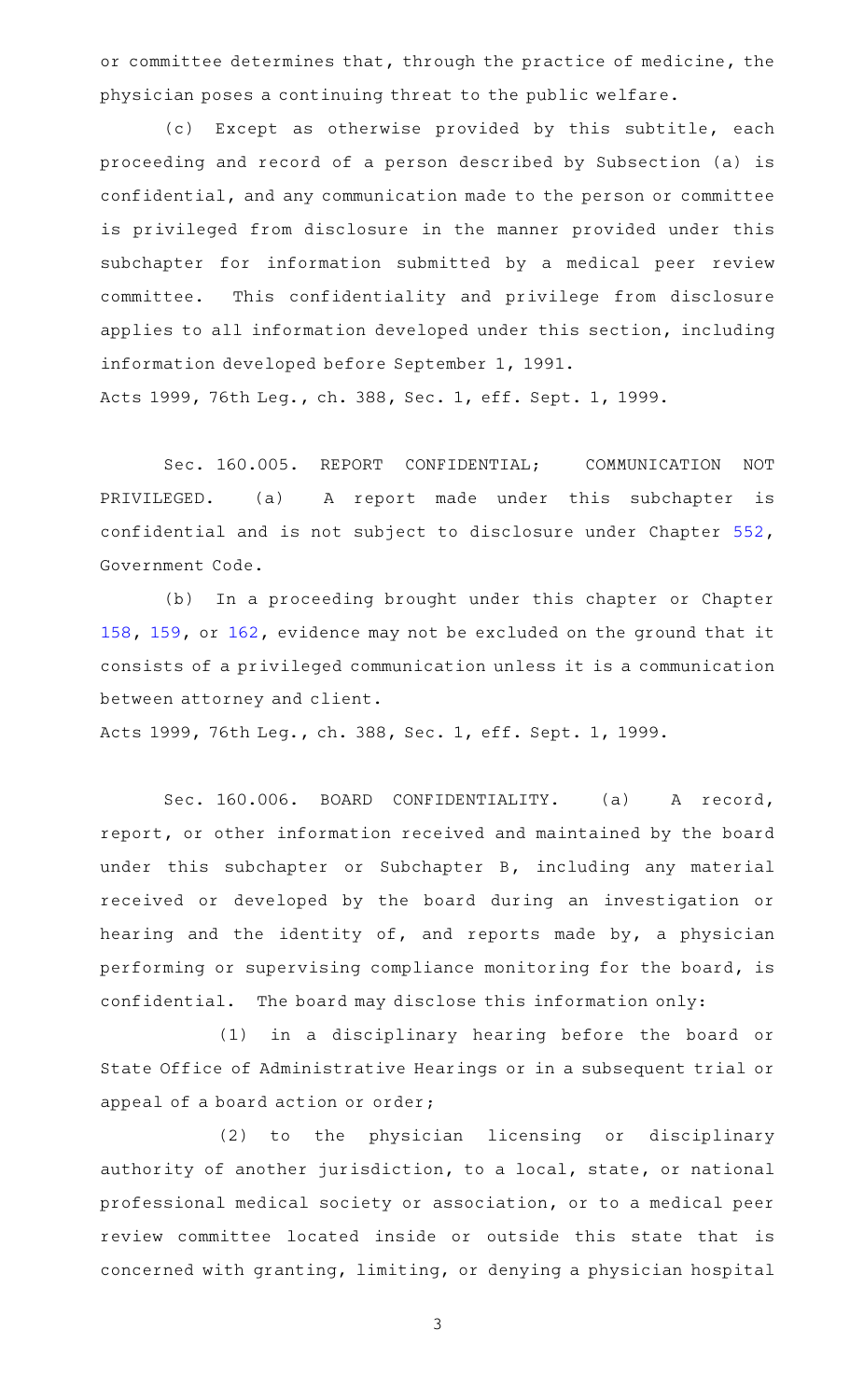or committee determines that, through the practice of medicine, the physician poses a continuing threat to the public welfare.

(c) Except as otherwise provided by this subtitle, each proceeding and record of a person described by Subsection (a) is confidential, and any communication made to the person or committee is privileged from disclosure in the manner provided under this subchapter for information submitted by a medical peer review committee. This confidentiality and privilege from disclosure applies to all information developed under this section, including information developed before September 1, 1991.

Acts 1999, 76th Leg., ch. 388, Sec. 1, eff. Sept. 1, 1999.

Sec. 160.005. REPORT CONFIDENTIAL; COMMUNICATION NOT PRIVILEGED. (a) A report made under this subchapter is confidential and is not subject to disclosure under Chapter 552, Government Code.

(b) In a proceeding brought under this chapter or Chapter 158, 159, or 162, evidence may not be excluded on the ground that it consists of a privileged communication unless it is a communication between attorney and client.

Acts 1999, 76th Leg., ch. 388, Sec. 1, eff. Sept. 1, 1999.

Sec. 160.006. BOARD CONFIDENTIALITY. (a) A record, report, or other information received and maintained by the board under this subchapter or Subchapter B, including any material received or developed by the board during an investigation or hearing and the identity of, and reports made by, a physician performing or supervising compliance monitoring for the board, is confidential. The board may disclose this information only:

(1) in a disciplinary hearing before the board or State Office of Administrative Hearings or in a subsequent trial or appeal of a board action or order;

(2) to the physician licensing or disciplinary authority of another jurisdiction, to a local, state, or national professional medical society or association, or to a medical peer review committee located inside or outside this state that is concerned with granting, limiting, or denying a physician hospital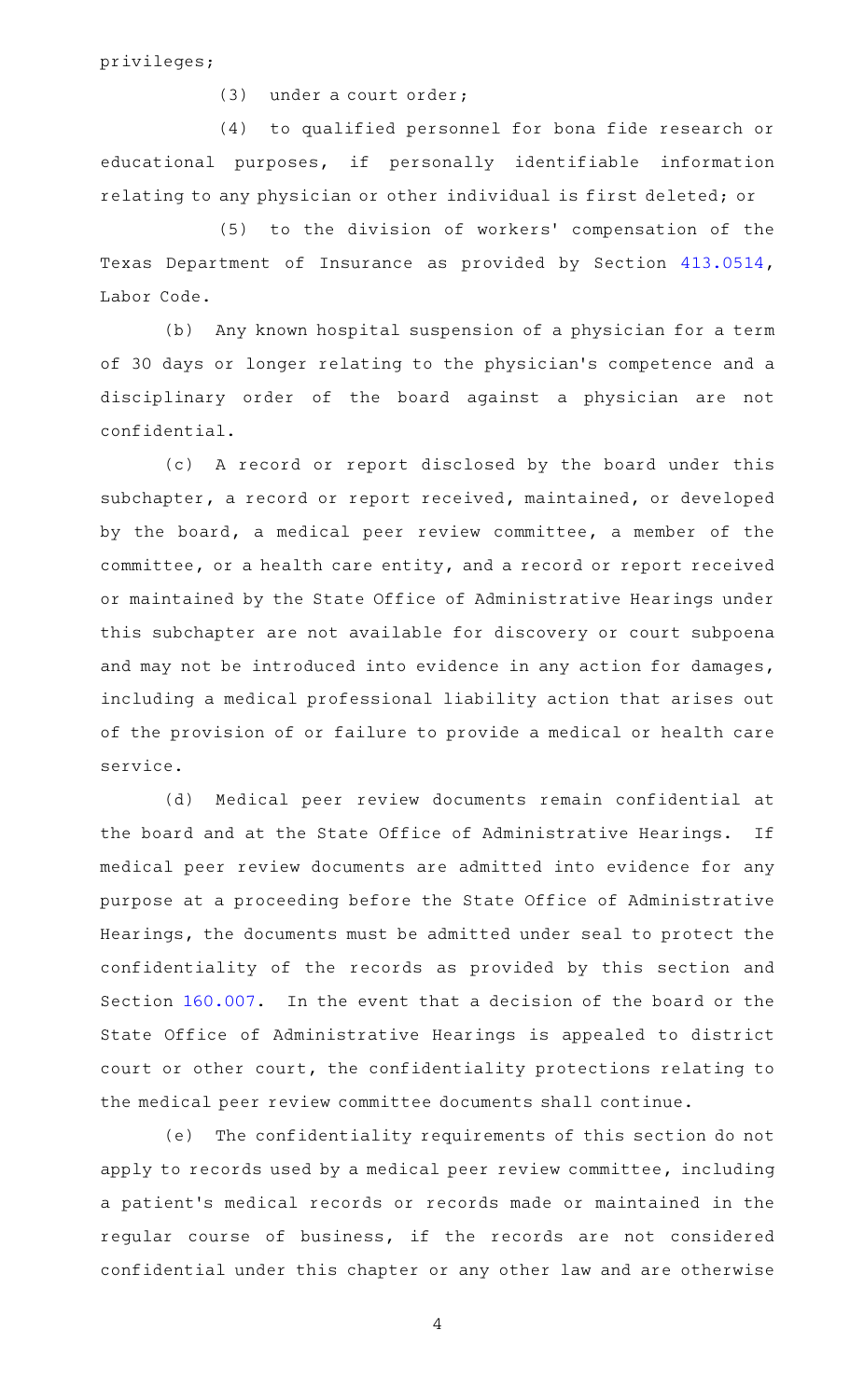privileges;

(3) under a court order;

(4) to qualified personnel for bona fide research or educational purposes, if personally identifiable information relating to any physician or other individual is first deleted; or

(5) to the division of workers' compensation of the Texas Department of Insurance as provided by Section 413.0514, Labor Code.

(b) Any known hospital suspension of a physician for a term of 30 days or longer relating to the physician's competence and a disciplinary order of the board against a physician are not confidential.

(c) A record or report disclosed by the board under this subchapter, a record or report received, maintained, or developed by the board, a medical peer review committee, a member of the committee, or a health care entity, and a record or report received or maintained by the State Office of Administrative Hearings under this subchapter are not available for discovery or court subpoena and may not be introduced into evidence in any action for damages, including a medical professional liability action that arises out of the provision of or failure to provide a medical or health care service.

(d) Medical peer review documents remain confidential at the board and at the State Office of Administrative Hearings. If medical peer review documents are admitted into evidence for any purpose at a proceeding before the State Office of Administrative Hearings, the documents must be admitted under seal to protect the confidentiality of the records as provided by this section and Section 160.007. In the event that a decision of the board or the State Office of Administrative Hearings is appealed to district court or other court, the confidentiality protections relating to the medical peer review committee documents shall continue.

(e) The confidentiality requirements of this section do not apply to records used by a medical peer review committee, including a patient's medical records or records made or maintained in the regular course of business, if the records are not considered confidential under this chapter or any other law and are otherwise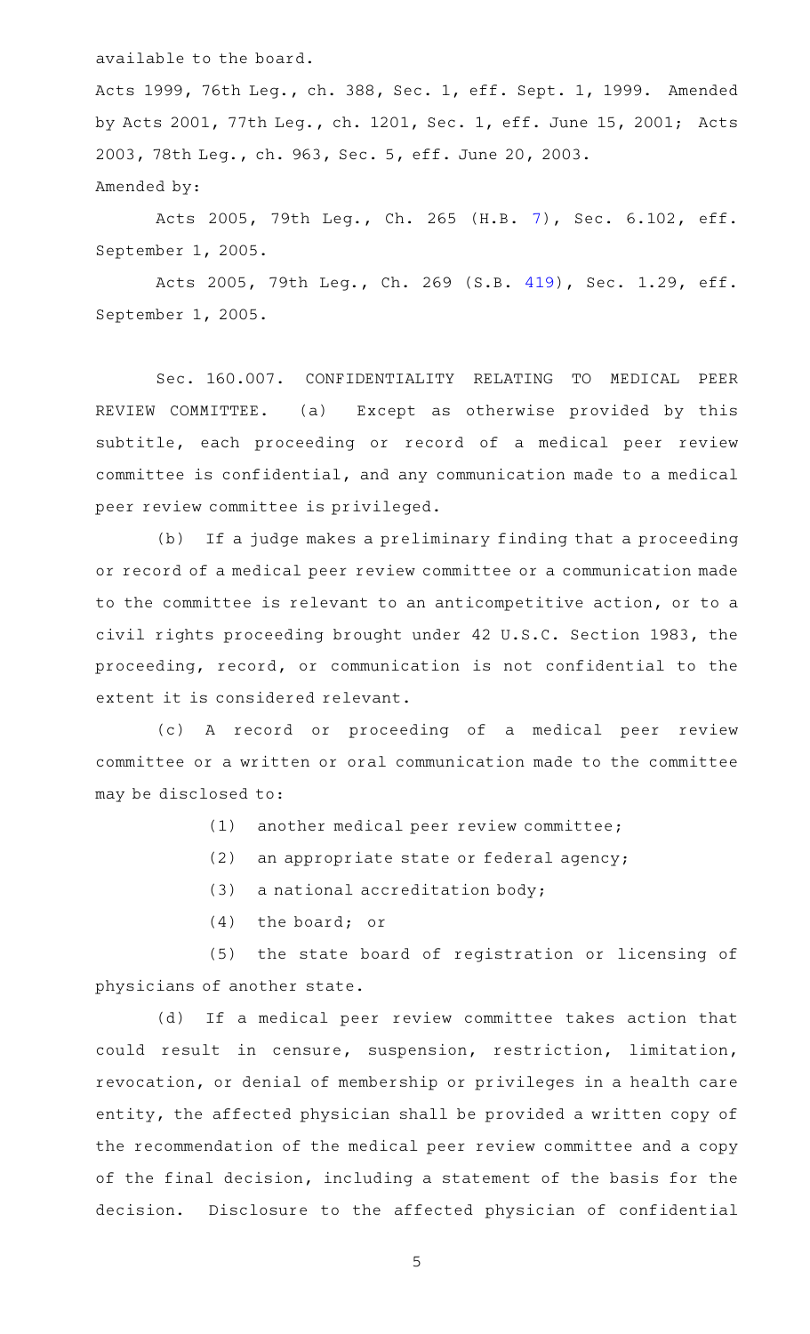available to the board.

Acts 1999, 76th Leg., ch. 388, Sec. 1, eff. Sept. 1, 1999. Amended by Acts 2001, 77th Leg., ch. 1201, Sec. 1, eff. June 15, 2001; Acts 2003, 78th Leg., ch. 963, Sec. 5, eff. June 20, 2003.

Amended by:

Acts 2005, 79th Leg., Ch. 265 (H.B. 7), Sec. 6.102, eff. September 1, 2005.

Acts 2005, 79th Leg., Ch. 269 (S.B. 419), Sec. 1.29, eff. September 1, 2005.

Sec. 160.007. CONFIDENTIALITY RELATING TO MEDICAL PEER REVIEW COMMITTEE. (a) Except as otherwise provided by this subtitle, each proceeding or record of a medical peer review committee is confidential, and any communication made to a medical peer review committee is privileged.

(b) If a judge makes a preliminary finding that a proceeding or record of a medical peer review committee or a communication made to the committee is relevant to an anticompetitive action, or to a civil rights proceeding brought under 42 U.S.C. Section 1983, the proceeding, record, or communication is not confidential to the extent it is considered relevant.

(c) A record or proceeding of a medical peer review committee or a written or oral communication made to the committee may be disclosed to:

(1) another medical peer review committee;

(2) an appropriate state or federal agency;

(3) a national accreditation body;

(4) the board; or

(5) the state board of registration or licensing of physicians of another state.

(d) If a medical peer review committee takes action that could result in censure, suspension, restriction, limitation, revocation, or denial of membership or privileges in a health care entity, the affected physician shall be provided a written copy of the recommendation of the medical peer review committee and a copy of the final decision, including a statement of the basis for the decision. Disclosure to the affected physician of confidential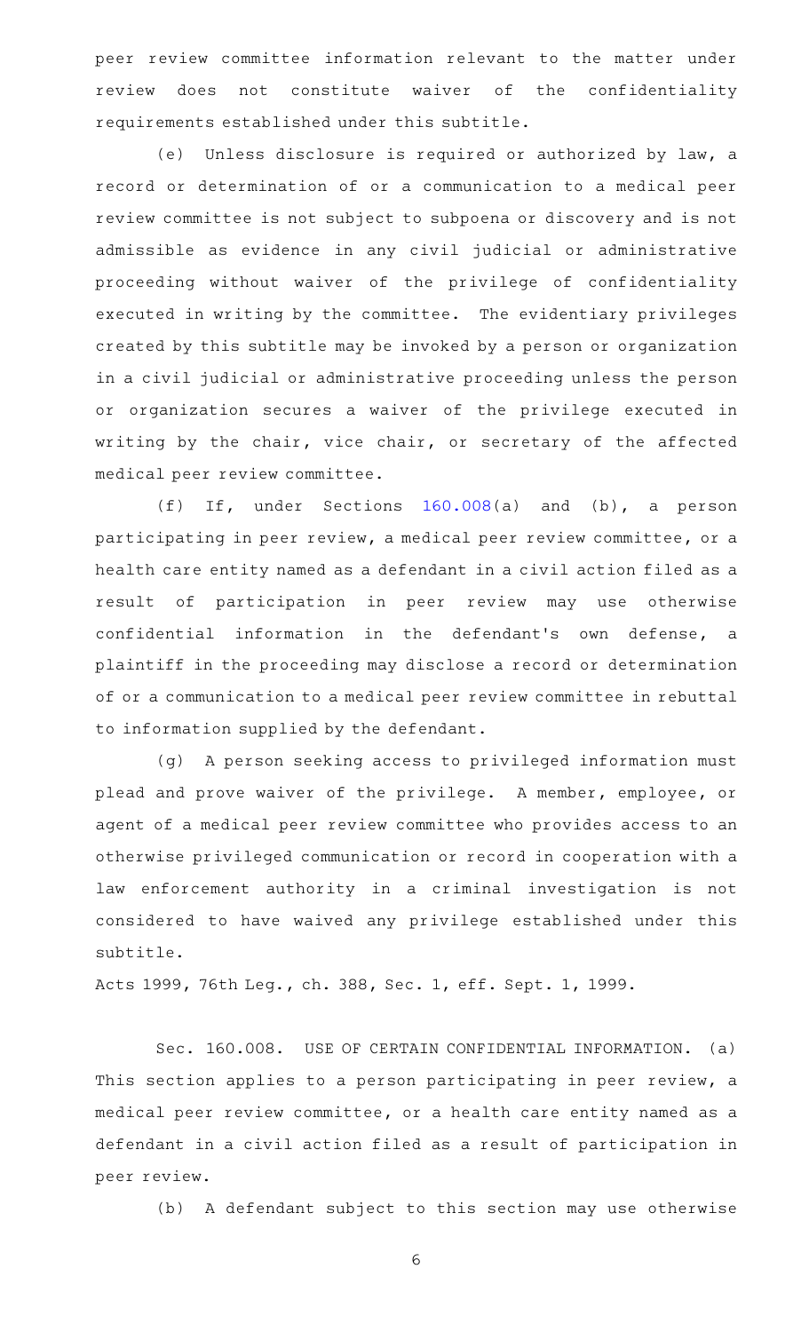peer review committee information relevant to the matter under review does not constitute waiver of the confidentiality requirements established under this subtitle.

(e) Unless disclosure is required or authorized by law, a record or determination of or a communication to a medical peer review committee is not subject to subpoena or discovery and is not admissible as evidence in any civil judicial or administrative proceeding without waiver of the privilege of confidentiality executed in writing by the committee. The evidentiary privileges created by this subtitle may be invoked by a person or organization in a civil judicial or administrative proceeding unless the person or organization secures a waiver of the privilege executed in writing by the chair, vice chair, or secretary of the affected medical peer review committee.

(f) If, under Sections 160.008(a) and (b), a person participating in peer review, a medical peer review committee, or a health care entity named as a defendant in a civil action filed as a result of participation in peer review may use otherwise confidential information in the defendant's own defense, a plaintiff in the proceeding may disclose a record or determination of or a communication to a medical peer review committee in rebuttal to information supplied by the defendant.

(g) A person seeking access to privileged information must plead and prove waiver of the privilege. A member, employee, or agent of a medical peer review committee who provides access to an otherwise privileged communication or record in cooperation with a law enforcement authority in a criminal investigation is not considered to have waived any privilege established under this subtitle.

Acts 1999, 76th Leg., ch. 388, Sec. 1, eff. Sept. 1, 1999.

Sec. 160.008. USE OF CERTAIN CONFIDENTIAL INFORMATION. (a) This section applies to a person participating in peer review, a medical peer review committee, or a health care entity named as a defendant in a civil action filed as a result of participation in peer review.

(b) A defendant subject to this section may use otherwise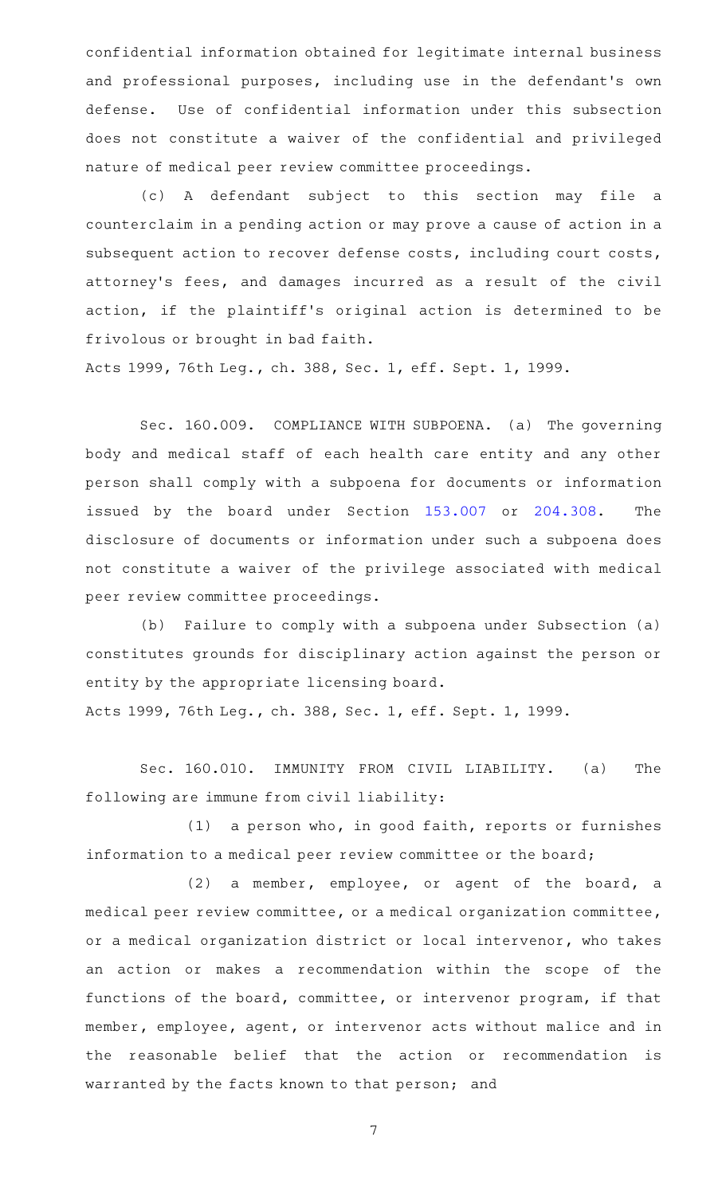confidential information obtained for legitimate internal business and professional purposes, including use in the defendant's own defense. Use of confidential information under this subsection does not constitute a waiver of the confidential and privileged nature of medical peer review committee proceedings.

(c) A defendant subject to this section may file a counterclaim in a pending action or may prove a cause of action in a subsequent action to recover defense costs, including court costs, attorney's fees, and damages incurred as a result of the civil action, if the plaintiff's original action is determined to be frivolous or brought in bad faith.

Acts 1999, 76th Leg., ch. 388, Sec. 1, eff. Sept. 1, 1999.

Sec. 160.009. COMPLIANCE WITH SUBPOENA. (a) The governing body and medical staff of each health care entity and any other person shall comply with a subpoena for documents or information issued by the board under Section 153.007 or 204.308. The disclosure of documents or information under such a subpoena does not constitute a waiver of the privilege associated with medical peer review committee proceedings.

(b) Failure to comply with a subpoena under Subsection (a) constitutes grounds for disciplinary action against the person or entity by the appropriate licensing board.

Acts 1999, 76th Leg., ch. 388, Sec. 1, eff. Sept. 1, 1999.

Sec. 160.010. IMMUNITY FROM CIVIL LIABILITY. (a) The following are immune from civil liability:

(1) a person who, in good faith, reports or furnishes information to a medical peer review committee or the board;

(2) a member, employee, or agent of the board, a medical peer review committee, or a medical organization committee, or a medical organization district or local intervenor, who takes an action or makes a recommendation within the scope of the functions of the board, committee, or intervenor program, if that member, employee, agent, or intervenor acts without malice and in the reasonable belief that the action or recommendation is warranted by the facts known to that person; and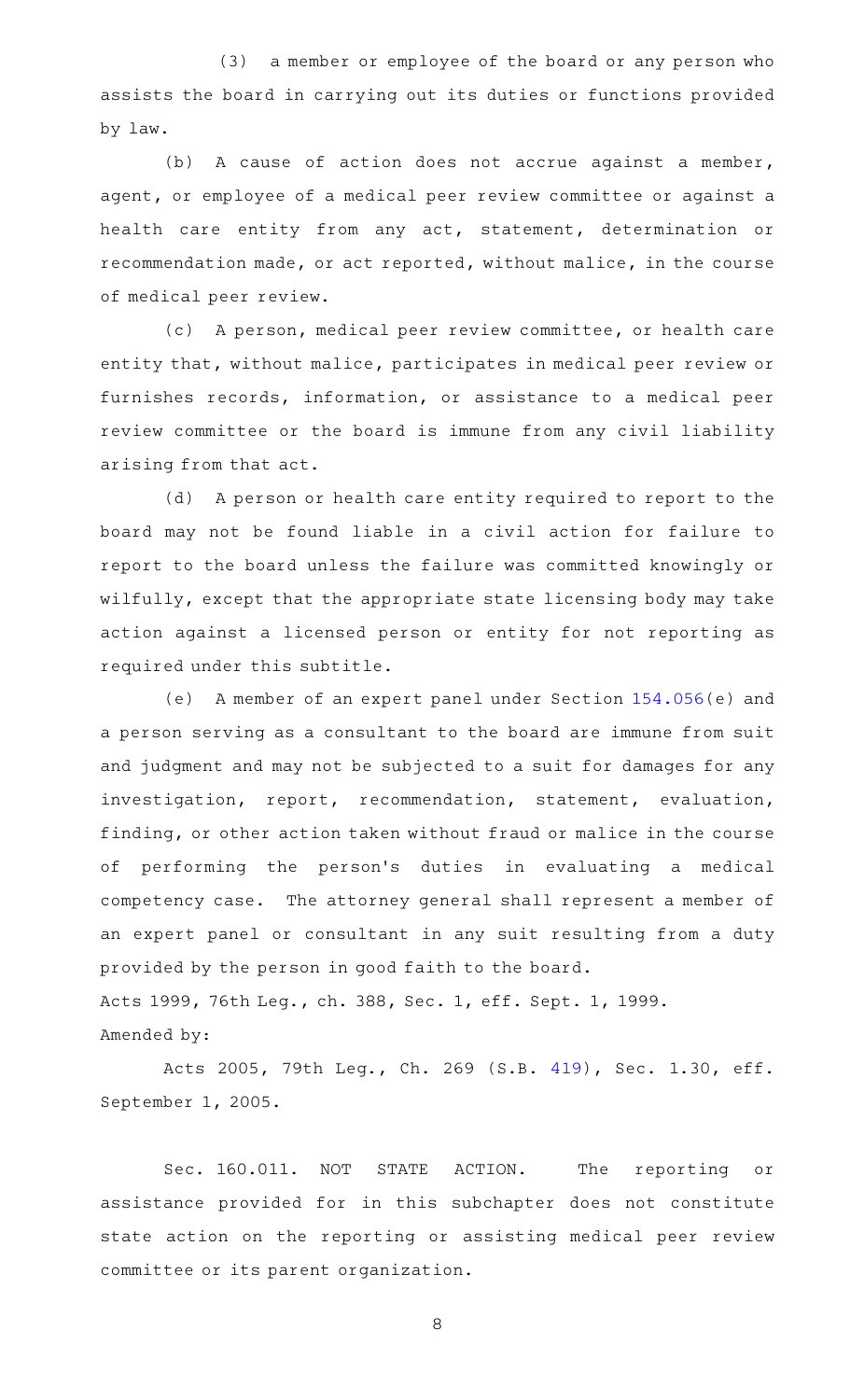(3) a member or employee of the board or any person who assists the board in carrying out its duties or functions provided by law.

(b) A cause of action does not accrue against a member, agent, or employee of a medical peer review committee or against a health care entity from any act, statement, determination or recommendation made, or act reported, without malice, in the course of medical peer review.

(c) A person, medical peer review committee, or health care entity that, without malice, participates in medical peer review or furnishes records, information, or assistance to a medical peer review committee or the board is immune from any civil liability arising from that act.

(d) A person or health care entity required to report to the board may not be found liable in a civil action for failure to report to the board unless the failure was committed knowingly or wilfully, except that the appropriate state licensing body may take action against a licensed person or entity for not reporting as required under this subtitle.

(e) A member of an expert panel under Section 154.056(e) and a person serving as a consultant to the board are immune from suit and judgment and may not be subjected to a suit for damages for any investigation, report, recommendation, statement, evaluation, finding, or other action taken without fraud or malice in the course of performing the person's duties in evaluating a medical competency case. The attorney general shall represent a member of an expert panel or consultant in any suit resulting from a duty provided by the person in good faith to the board.

Acts 1999, 76th Leg., ch. 388, Sec. 1, eff. Sept. 1, 1999.

Amended by:

Acts 2005, 79th Leg., Ch. 269 (S.B. 419), Sec. 1.30, eff. September 1, 2005.

Sec. 160.011. NOT STATE ACTION. The reporting or assistance provided for in this subchapter does not constitute state action on the reporting or assisting medical peer review committee or its parent organization.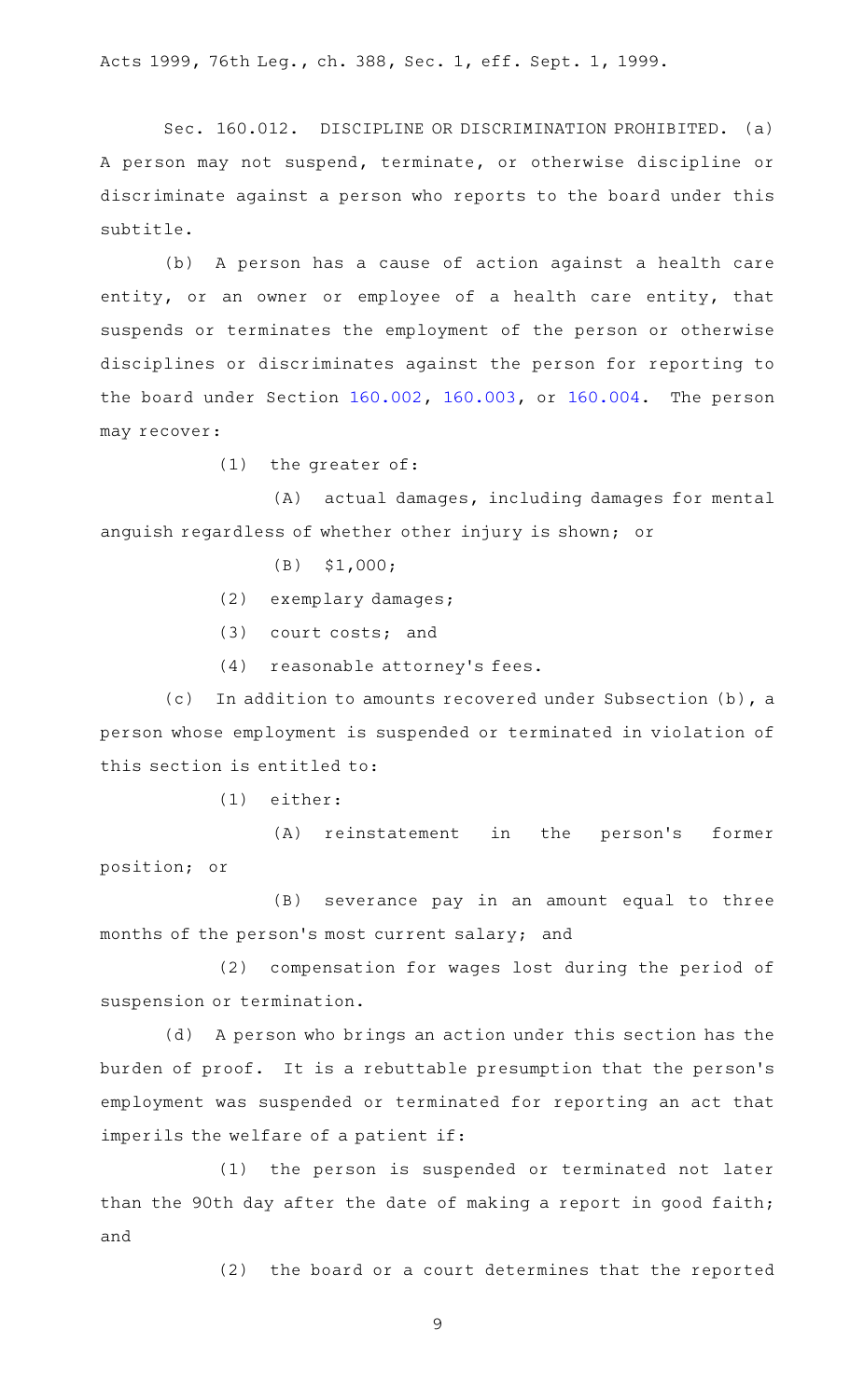Acts 1999, 76th Leg., ch. 388, Sec. 1, eff. Sept. 1, 1999.

Sec. 160.012. DISCIPLINE OR DISCRIMINATION PROHIBITED. (a) A person may not suspend, terminate, or otherwise discipline or discriminate against a person who reports to the board under this subtitle.

(b) A person has a cause of action against a health care entity, or an owner or employee of a health care entity, that suspends or terminates the employment of the person or otherwise disciplines or discriminates against the person for reporting to the board under Section 160.002, 160.003, or 160.004. The person may recover:

(1) the greater of:

(A) actual damages, including damages for mental anguish regardless of whether other injury is shown; or

(B) $1,000;

(2) exemplary damages;

(3) court costs; and

(4) reasonable attorney's fees.

(c) In addition to amounts recovered under Subsection (b), a person whose employment is suspended or terminated in violation of this section is entitled to:

(1) either:

(A) reinstatement in the person's former position; or

(B) severance pay in an amount equal to three months of the person's most current salary; and

(2) compensation for wages lost during the period of suspension or termination.

(d) A person who brings an action under this section has the burden of proof. It is a rebuttable presumption that the person's employment was suspended or terminated for reporting an act that imperils the welfare of a patient if:

(1) the person is suspended or terminated not later than the 90th day after the date of making a report in good faith; and

(2) the board or a court determines that the reported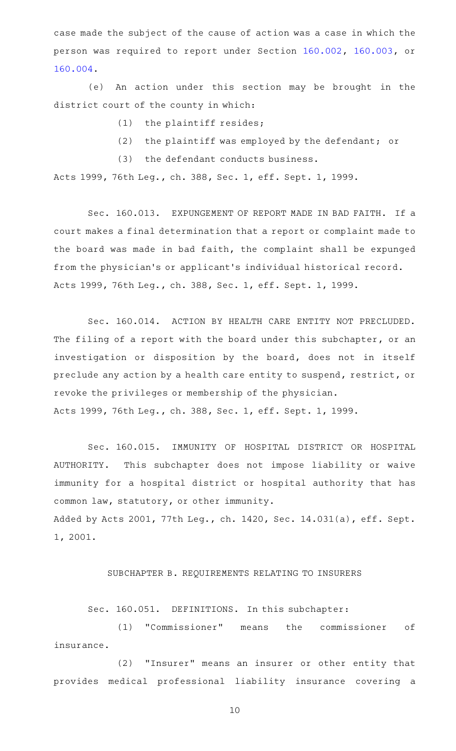case made the subject of the cause of action was a case in which the person was required to report under Section 160.002, 160.003, or 160.004.

(e) An action under this section may be brought in the district court of the county in which:

(1) the plaintiff resides;

(2) the plaintiff was employed by the defendant; or

(3) the defendant conducts business.

Acts 1999, 76th Leg., ch. 388, Sec. 1, eff. Sept. 1, 1999.

Sec. 160.013. EXPUNGEMENT OF REPORT MADE IN BAD FAITH. If a court makes a final determination that a report or complaint made to the board was made in bad faith, the complaint shall be expunged from the physician's or applicant's individual historical record.
Acts 1999, 76th Leg., ch. 388, Sec. 1, eff. Sept. 1, 1999.

Sec. 160.014. ACTION BY HEALTH CARE ENTITY NOT PRECLUDED. The filing of a report with the board under this subchapter, or an investigation or disposition by the board, does not in itself preclude any action by a health care entity to suspend, restrict, or revoke the privileges or membership of the physician.
Acts 1999, 76th Leg., ch. 388, Sec. 1, eff. Sept. 1, 1999.

Sec. 160.015. IMMUNITY OF HOSPITAL DISTRICT OR HOSPITAL AUTHORITY. This subchapter does not impose liability or waive immunity for a hospital district or hospital authority that has common law, statutory, or other immunity.
Added by Acts 2001, 77th Leg., ch. 1420, Sec. 14.031(a), eff. Sept. 1, 2001.

## SUBCHAPTER B. REQUIREMENTS RELATING TO INSURERS

Sec. 160.051. DEFINITIONS. In this subchapter:

(1) "Commissioner" means the commissioner of insurance.

(2) "Insurer" means an insurer or other entity that provides medical professional liability insurance covering a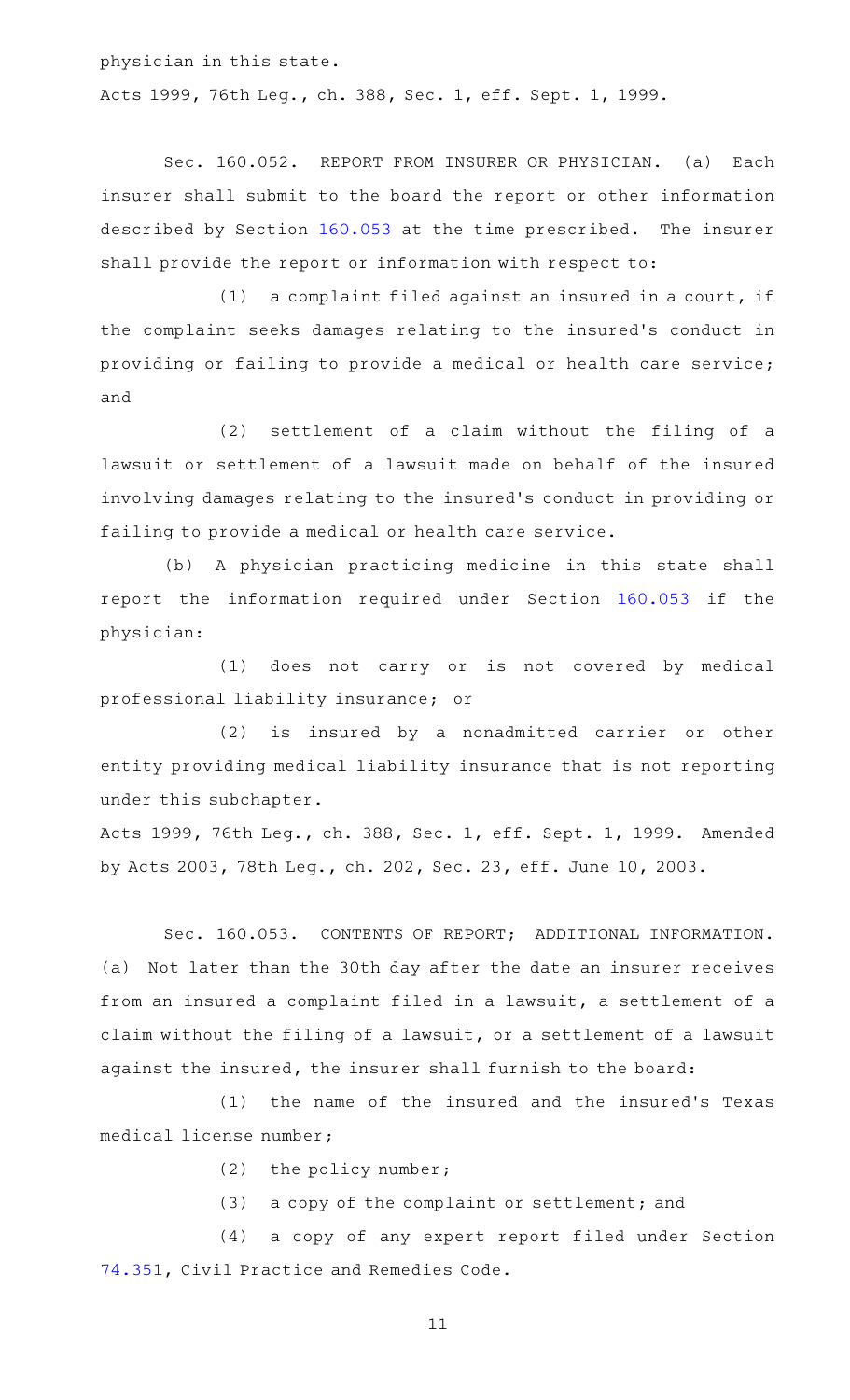physician in this state.

Acts 1999, 76th Leg., ch. 388, Sec. 1, eff. Sept. 1, 1999.

Sec. 160.052. REPORT FROM INSURER OR PHYSICIAN. (a) Each insurer shall submit to the board the report or other information described by Section 160.053 at the time prescribed. The insurer shall provide the report or information with respect to:

(1) a complaint filed against an insured in a court, if the complaint seeks damages relating to the insured's conduct in providing or failing to provide a medical or health care service; and

(2) settlement of a claim without the filing of a lawsuit or settlement of a lawsuit made on behalf of the insured involving damages relating to the insured's conduct in providing or failing to provide a medical or health care service.

(b) A physician practicing medicine in this state shall report the information required under Section 160.053 if the physician:

(1) does not carry or is not covered by medical professional liability insurance; or

(2) is insured by a nonadmitted carrier or other entity providing medical liability insurance that is not reporting under this subchapter.

Acts 1999, 76th Leg., ch. 388, Sec. 1, eff. Sept. 1, 1999. Amended by Acts 2003, 78th Leg., ch. 202, Sec. 23, eff. June 10, 2003.

Sec. 160.053. CONTENTS OF REPORT; ADDITIONAL INFORMATION. (a) Not later than the 30th day after the date an insurer receives from an insured a complaint filed in a lawsuit, a settlement of a claim without the filing of a lawsuit, or a settlement of a lawsuit against the insured, the insurer shall furnish to the board:

(1) the name of the insured and the insured's Texas medical license number;

(2) the policy number;

(3) a copy of the complaint or settlement; and

(4) a copy of any expert report filed under Section 74.351, Civil Practice and Remedies Code.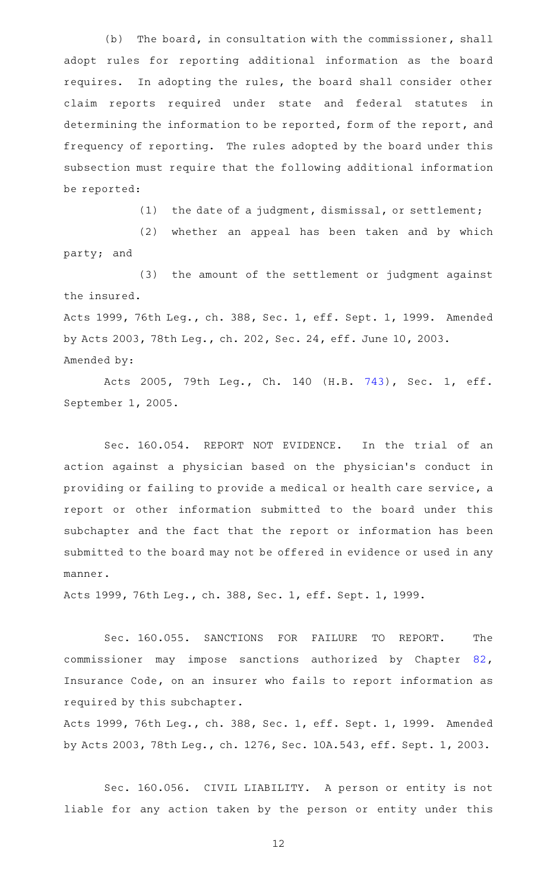(b) The board, in consultation with the commissioner, shall adopt rules for reporting additional information as the board requires. In adopting the rules, the board shall consider other claim reports required under state and federal statutes in determining the information to be reported, form of the report, and frequency of reporting. The rules adopted by the board under this subsection must require that the following additional information be reported:

(1) the date of a judgment, dismissal, or settlement;

(2) whether an appeal has been taken and by which party; and

(3) the amount of the settlement or judgment against the insured.

Acts 1999, 76th Leg., ch. 388, Sec. 1, eff. Sept. 1, 1999. Amended by Acts 2003, 78th Leg., ch. 202, Sec. 24, eff. June 10, 2003.

Amended by:

Acts 2005, 79th Leg., Ch. 140 (H.B. 743), Sec. 1, eff. September 1, 2005.

Sec. 160.054. REPORT NOT EVIDENCE. In the trial of an action against a physician based on the physician's conduct in providing or failing to provide a medical or health care service, a report or other information submitted to the board under this subchapter and the fact that the report or information has been submitted to the board may not be offered in evidence or used in any manner.

Acts 1999, 76th Leg., ch. 388, Sec. 1, eff. Sept. 1, 1999.

Sec. 160.055. SANCTIONS FOR FAILURE TO REPORT. The commissioner may impose sanctions authorized by Chapter 82, Insurance Code, on an insurer who fails to report information as required by this subchapter.

Acts 1999, 76th Leg., ch. 388, Sec. 1, eff. Sept. 1, 1999. Amended by Acts 2003, 78th Leg., ch. 1276, Sec. 10A.543, eff. Sept. 1, 2003.

Sec. 160.056. CIVIL LIABILITY. A person or entity is not liable for any action taken by the person or entity under this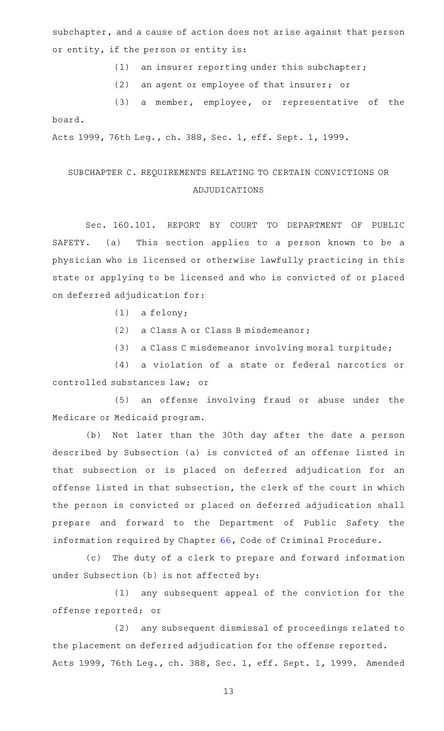subchapter, and a cause of action does not arise against that person or entity, if the person or entity is:

(1) an insurer reporting under this subchapter;

(2) an agent or employee of that insurer; or

(3) a member, employee, or representative of the board.

Acts 1999, 76th Leg., ch. 388, Sec. 1, eff. Sept. 1, 1999.

## SUBCHAPTER C. REQUIREMENTS RELATING TO CERTAIN CONVICTIONS OR ADJUDICATIONS

Sec. 160.101. REPORT BY COURT TO DEPARTMENT OF PUBLIC SAFETY. (a) This section applies to a person known to be a physician who is licensed or otherwise lawfully practicing in this state or applying to be licensed and who is convicted of or placed on deferred adjudication for:

(1) a felony;

(2) a Class A or Class B misdemeanor;

(3) a Class C misdemeanor involving moral turpitude;

(4) a violation of a state or federal narcotics or controlled substances law; or

(5) an offense involving fraud or abuse under the Medicare or Medicaid program.

(b) Not later than the 30th day after the date a person described by Subsection (a) is convicted of an offense listed in that subsection or is placed on deferred adjudication for an offense listed in that subsection, the clerk of the court in which the person is convicted or placed on deferred adjudication shall prepare and forward to the Department of Public Safety the information required by Chapter 66, Code of Criminal Procedure.

(c) The duty of a clerk to prepare and forward information under Subsection (b) is not affected by:

(1) any subsequent appeal of the conviction for the offense reported; or

(2) any subsequent dismissal of proceedings related to the placement on deferred adjudication for the offense reported.

Acts 1999, 76th Leg., ch. 388, Sec. 1, eff. Sept. 1, 1999. Amended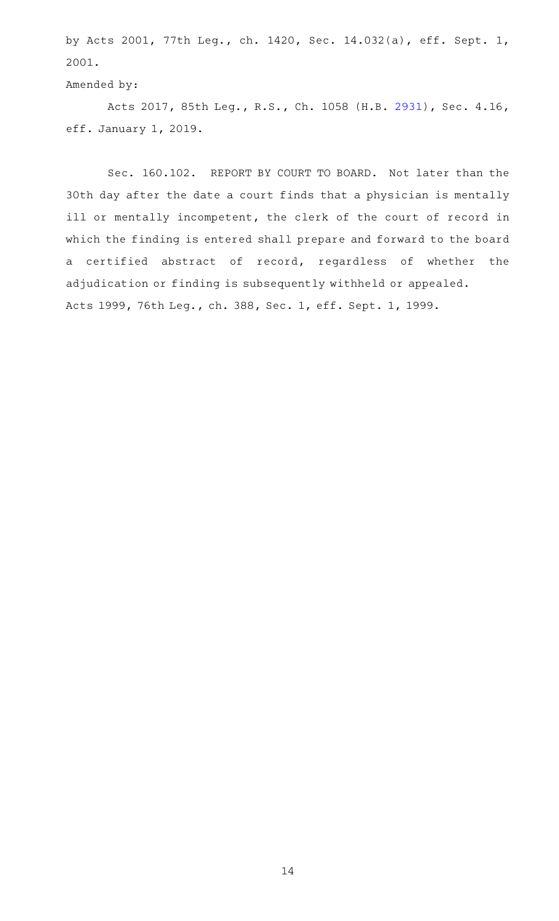by Acts 2001, 77th Leg., ch. 1420, Sec. 14.032(a), eff. Sept. 1, 2001.

Amended by:

Acts 2017, 85th Leg., R.S., Ch. 1058 (H.B. 2931), Sec. 4.16, eff. January 1, 2019.

Sec. 160.102. REPORT BY COURT TO BOARD. Not later than the 30th day after the date a court finds that a physician is mentally ill or mentally incompetent, the clerk of the court of record in which the finding is entered shall prepare and forward to the board a certified abstract of record, regardless of whether the adjudication or finding is subsequently withheld or appealed.

Acts 1999, 76th Leg., ch. 388, Sec. 1, eff. Sept. 1, 1999.